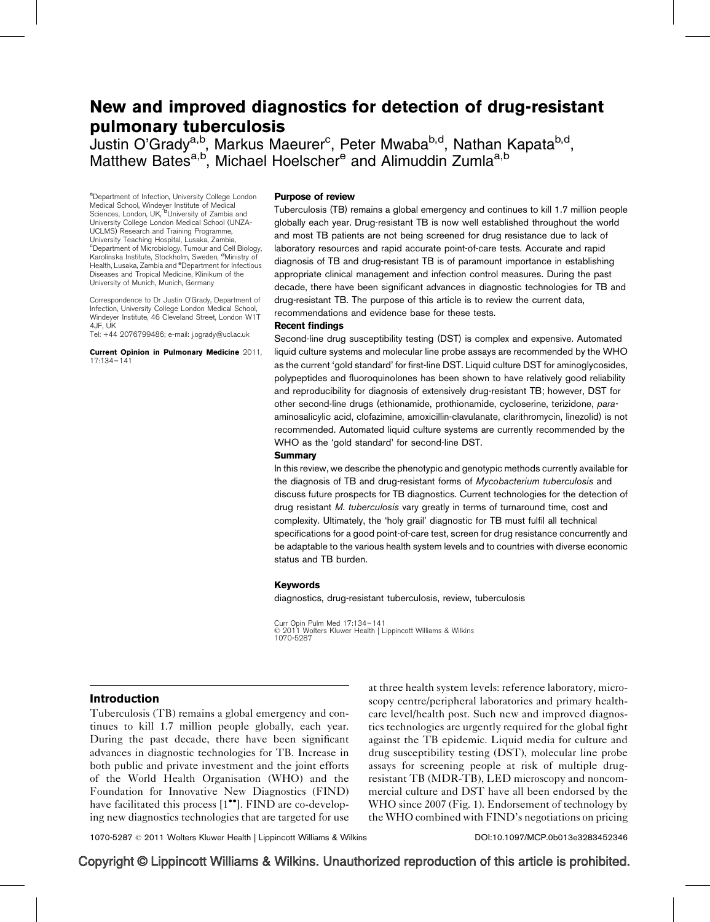# New and improved diagnostics for detection of drug-resistant pulmonary tuberculosis

Justin O'Grady[a,b], Markus Maeurer[c], Peter Mwaba[b,d], Nathan Kapata[b,d], Matthew Bates[a,b], Michael Hoelscher[e] and Alimuddin Zumla[a,b]

[a]Department of Infection, University College London Medical School, Windeyer Institute of Medical Sciences, London, UK, [b]University of Zambia and University College London Medical School (UNZA-UCLMS) Research and Training Programme, University Teaching Hospital, Lusaka, Zambia, [c]Department of Microbiology, Tumour and Cell Biology, Karolinska Institute, Stockholm, Sweden, [d]Ministry of Health, Lusaka, Zambia and [e]Department for Infectious Diseases and Tropical Medicine, Klinikum of the University of Munich, Munich, Germany

Correspondence to Dr Justin O'Grady, Department of Infection, University College London Medical School, Windeyer Institute, 46 Cleveland Street, London W1T 4JF, UK
Tel: +44 2076799486; e-mail: j.ogrady@ucl.ac.uk

**Current Opinion in Pulmonary Medicine** 2011, 17:134–141

### Purpose of review

Tuberculosis (TB) remains a global emergency and continues to kill 1.7 million people globally each year. Drug-resistant TB is now well established throughout the world and most TB patients are not being screened for drug resistance due to lack of laboratory resources and rapid accurate point-of-care tests. Accurate and rapid diagnosis of TB and drug-resistant TB is of paramount importance in establishing appropriate clinical management and infection control measures. During the past decade, there have been significant advances in diagnostic technologies for TB and drug-resistant TB. The purpose of this article is to review the current data, recommendations and evidence base for these tests.

### Recent findings

Second-line drug susceptibility testing (DST) is complex and expensive. Automated liquid culture systems and molecular line probe assays are recommended by the WHO as the current 'gold standard' for first-line DST. Liquid culture DST for aminoglycosides, polypeptides and fluoroquinolones has been shown to have relatively good reliability and reproducibility for diagnosis of extensively drug-resistant TB; however, DST for other second-line drugs (ethionamide, prothionamide, cycloserine, terizidone, *para*-aminosalicylic acid, clofazimine, amoxicillin-clavulanate, clarithromycin, linezolid) is not recommended. Automated liquid culture systems are currently recommended by the WHO as the 'gold standard' for second-line DST.

### Summary

In this review, we describe the phenotypic and genotypic methods currently available for the diagnosis of TB and drug-resistant forms of *Mycobacterium tuberculosis* and discuss future prospects for TB diagnostics. Current technologies for the detection of drug resistant *M. tuberculosis* vary greatly in terms of turnaround time, cost and complexity. Ultimately, the 'holy grail' diagnostic for TB must fulfil all technical specifications for a good point-of-care test, screen for drug resistance concurrently and be adaptable to the various health system levels and to countries with diverse economic status and TB burden.

### Keywords

diagnostics, drug-resistant tuberculosis, review, tuberculosis

Curr Opin Pulm Med 17:134–141
© 2011 Wolters Kluwer Health | Lippincott Williams & Wilkins
1070-5287

## Introduction

Tuberculosis (TB) remains a global emergency and continues to kill 1.7 million people globally, each year. During the past decade, there have been significant advances in diagnostic technologies for TB. Increase in both public and private investment and the joint efforts of the World Health Organisation (WHO) and the Foundation for Innovative New Diagnostics (FIND) have facilitated this process [1••]. FIND are co-developing new diagnostics technologies that are targeted for use at three health system levels: reference laboratory, microscopy centre/peripheral laboratories and primary health-care level/health post. Such new and improved diagnostics technologies are urgently required for the global fight against the TB epidemic. Liquid media for culture and drug susceptibility testing (DST), molecular line probe assays for screening people at risk of multiple drug-resistant TB (MDR-TB), LED microscopy and noncommercial culture and DST have all been endorsed by the WHO since 2007 (Fig. 1). Endorsement of technology by the WHO combined with FIND's negotiations on pricing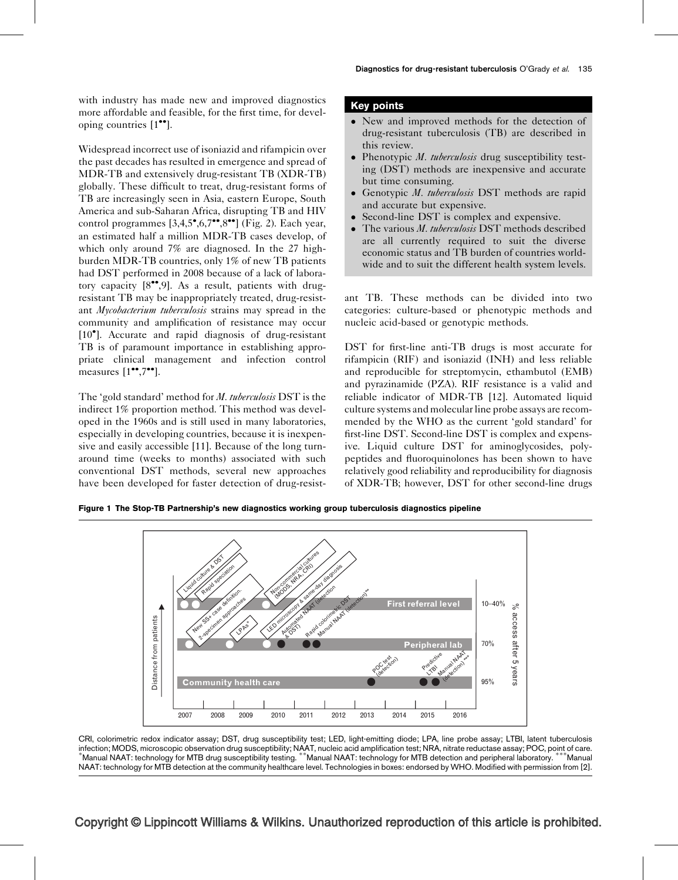with industry has made new and improved diagnostics more affordable and feasible, for the first time, for developing countries [1••].

Widespread incorrect use of isoniazid and rifampicin over the past decades has resulted in emergence and spread of MDR-TB and extensively drug-resistant TB (XDR-TB) globally. These difficult to treat, drug-resistant forms of TB are increasingly seen in Asia, eastern Europe, South America and sub-Saharan Africa, disrupting TB and HIV control programmes [3,4,5•,6,7••,8••] (Fig. 2). Each year, an estimated half a million MDR-TB cases develop, of which only around 7% are diagnosed. In the 27 high-burden MDR-TB countries, only 1% of new TB patients had DST performed in 2008 because of a lack of laboratory capacity [8••,9]. As a result, patients with drug-resistant TB may be inappropriately treated, drug-resistant *Mycobacterium tuberculosis* strains may spread in the community and amplification of resistance may occur [10•]. Accurate and rapid diagnosis of drug-resistant TB is of paramount importance in establishing appropriate clinical management and infection control measures [1••,7••].

The 'gold standard' method for *M. tuberculosis* DST is the indirect 1% proportion method. This method was developed in the 1960s and is still used in many laboratories, especially in developing countries, because it is inexpensive and easily accessible [11]. Because of the long turnaround time (weeks to months) associated with such conventional DST methods, several new approaches have been developed for faster detection of drug-resistant TB. These methods can be divided into two categories: culture-based or phenotypic methods and nucleic acid-based or genotypic methods.

**Key points**

- New and improved methods for the detection of drug-resistant tuberculosis (TB) are described in this review.
- Phenotypic *M. tuberculosis* drug susceptibility testing (DST) methods are inexpensive and accurate but time consuming.
- Genotypic *M. tuberculosis* DST methods are rapid and accurate but expensive.
- Second-line DST is complex and expensive.
- The various *M. tuberculosis* DST methods described are all currently required to suit the diverse economic status and TB burden of countries worldwide and to suit the different health system levels.

DST for first-line anti-TB drugs is most accurate for rifampicin (RIF) and isoniazid (INH) and less reliable and reproducible for streptomycin, ethambutol (EMB) and pyrazinamide (PZA). RIF resistance is a valid and reliable indicator of MDR-TB [12]. Automated liquid culture systems and molecular line probe assays are recommended by the WHO as the current 'gold standard' for first-line DST. Second-line DST is complex and expensive. Liquid culture DST for aminoglycosides, polypeptides and fluoroquinolones has been shown to have relatively good reliability and reproducibility for diagnosis of XDR-TB; however, DST for other second-line drugs

**Figure 1 The Stop-TB Partnership's new diagnostics working group tuberculosis diagnostics pipeline**

CRI, colorimetric redox indicator assay; DST, drug susceptibility test; LED, light-emitting diode; LPA, line probe assay; LTBI, latent tuberculosis infection; MODS, microscopic observation drug susceptibility; NAAT, nucleic acid amplification test; NRA, nitrate reductase assay; POC, point of care. *Manual NAAT: technology for MTB drug susceptibility testing. **Manual NAAT: technology for MTB detection and peripheral laboratory. ***Manual NAAT: technology for MTB detection at the community healthcare level. Technologies in boxes: endorsed by WHO. Modified with permission from [2].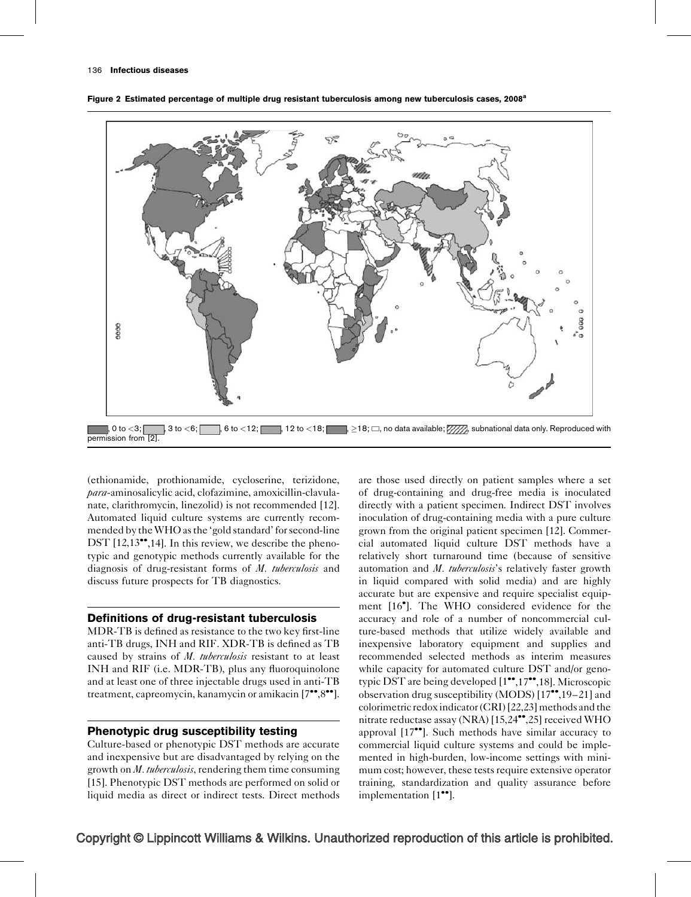**Figure 2 Estimated percentage of multiple drug resistant tuberculosis among new tuberculosis cases, 2008[a]**

■, 0 to <3; ■, 3 to <6; ■, 6 to <12; ■, 12 to <18; ■, ≥18; □, no data available; ▨, subnational data only. Reproduced with permission from [2].

(ethionamide, prothionamide, cycloserine, terizidone, *para*-aminosalicylic acid, clofazimine, amoxicillin-clavulanate, clarithromycin, linezolid) is not recommended [12]. Automated liquid culture systems are currently recommended by the WHO as the 'gold standard' for second-line DST [12,13••,14]. In this review, we describe the phenotypic and genotypic methods currently available for the diagnosis of drug-resistant forms of *M. tuberculosis* and discuss future prospects for TB diagnostics.

## Definitions of drug-resistant tuberculosis

MDR-TB is defined as resistance to the two key first-line anti-TB drugs, INH and RIF. XDR-TB is defined as TB caused by strains of *M. tuberculosis* resistant to at least INH and RIF (i.e. MDR-TB), plus any fluoroquinolone and at least one of three injectable drugs used in anti-TB treatment, capreomycin, kanamycin or amikacin [7••,8••].

## Phenotypic drug susceptibility testing

Culture-based or phenotypic DST methods are accurate and inexpensive but are disadvantaged by relying on the growth on *M. tuberculosis*, rendering them time consuming [15]. Phenotypic DST methods are performed on solid or liquid media as direct or indirect tests. Direct methods are those used directly on patient samples where a set of drug-containing and drug-free media is inoculated directly with a patient specimen. Indirect DST involves inoculation of drug-containing media with a pure culture grown from the original patient specimen [12]. Commercial automated liquid culture DST methods have a relatively short turnaround time (because of sensitive automation and *M. tuberculosis*'s relatively faster growth in liquid compared with solid media) and are highly accurate but are expensive and require specialist equipment [16•]. The WHO considered evidence for the accuracy and role of a number of noncommercial culture-based methods that utilize widely available and inexpensive laboratory equipment and supplies and recommended selected methods as interim measures while capacity for automated culture DST and/or genotypic DST are being developed [1••,17••,18]. Microscopic observation drug susceptibility (MODS) [17••,19–21] and colorimetric redox indicator (CRI) [22,23] methods and the nitrate reductase assay (NRA) [15,24••,25] received WHO approval [17••]. Such methods have similar accuracy to commercial liquid culture systems and could be implemented in high-burden, low-income settings with minimum cost; however, these tests require extensive operator training, standardization and quality assurance before implementation [1••].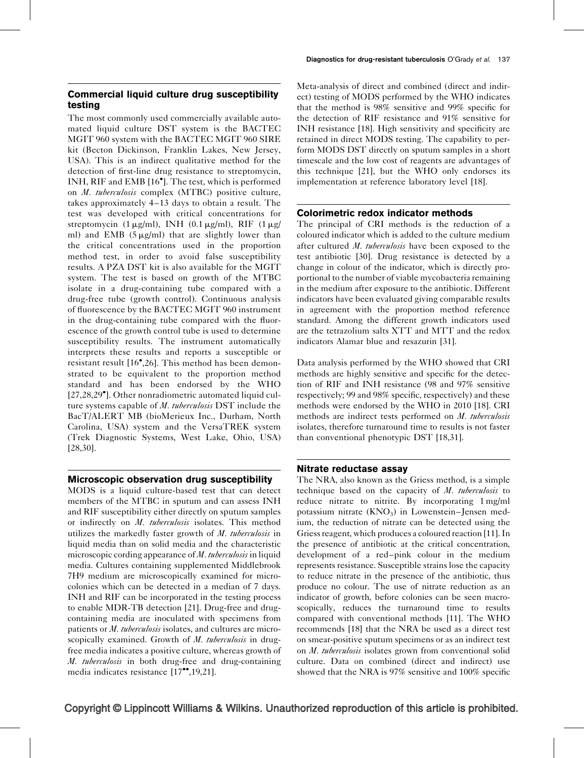## Commercial liquid culture drug susceptibility testing

The most commonly used commercially available automated liquid culture DST system is the BACTEC MGIT 960 system with the BACTEC MGIT 960 SIRE kit (Becton Dickinson, Franklin Lakes, New Jersey, USA). This is an indirect qualitative method for the detection of first-line drug resistance to streptomycin, INH, RIF and EMB [16•]. The test, which is performed on *M. tuberculosis* complex (MTBC) positive culture, takes approximately 4–13 days to obtain a result. The test was developed with critical concentrations for streptomycin (1 μg/ml), INH (0.1 μg/ml), RIF (1 μg/ml) and EMB (5 μg/ml) that are slightly lower than the critical concentrations used in the proportion method test, in order to avoid false susceptibility results. A PZA DST kit is also available for the MGIT system. The test is based on growth of the MTBC isolate in a drug-containing tube compared with a drug-free tube (growth control). Continuous analysis of fluorescence by the BACTEC MGIT 960 instrument in the drug-containing tube compared with the fluorescence of the growth control tube is used to determine susceptibility results. The instrument automatically interprets these results and reports a susceptible or resistant result [16•,26]. This method has been demonstrated to be equivalent to the proportion method standard and has been endorsed by the WHO [27,28,29•]. Other nonradiometric automated liquid culture systems capable of *M. tuberculosis* DST include the BacT/ALERT MB (bioMerieux Inc., Durham, North Carolina, USA) system and the VersaTREK system (Trek Diagnostic Systems, West Lake, Ohio, USA) [28,30].

## Microscopic observation drug susceptibility

MODS is a liquid culture-based test that can detect members of the MTBC in sputum and can assess INH and RIF susceptibility either directly on sputum samples or indirectly on *M. tuberculosis* isolates. This method utilizes the markedly faster growth of *M. tuberculosis* in liquid media than on solid media and the characteristic microscopic cording appearance of *M. tuberculosis* in liquid media. Cultures containing supplemented Middlebrook 7H9 medium are microscopically examined for microcolonies which can be detected in a median of 7 days. INH and RIF can be incorporated in the testing process to enable MDR-TB detection [21]. Drug-free and drug-containing media are inoculated with specimens from patients or *M. tuberculosis* isolates, and cultures are microscopically examined. Growth of *M. tuberculosis* in drug-free media indicates a positive culture, whereas growth of *M. tuberculosis* in both drug-free and drug-containing media indicates resistance [17••,19,21].

Meta-analysis of direct and combined (direct and indirect) testing of MODS performed by the WHO indicates that the method is 98% sensitive and 99% specific for the detection of RIF resistance and 91% sensitive for INH resistance [18]. High sensitivity and specificity are retained in direct MODS testing. The capability to perform MODS DST directly on sputum samples in a short timescale and the low cost of reagents are advantages of this technique [21], but the WHO only endorses its implementation at reference laboratory level [18].

## Colorimetric redox indicator methods

The principal of CRI methods is the reduction of a coloured indicator which is added to the culture medium after cultured *M. tuberculosis* have been exposed to the test antibiotic [30]. Drug resistance is detected by a change in colour of the indicator, which is directly proportional to the number of viable mycobacteria remaining in the medium after exposure to the antibiotic. Different indicators have been evaluated giving comparable results in agreement with the proportion method reference standard. Among the different growth indicators used are the tetrazolium salts XTT and MTT and the redox indicators Alamar blue and resazurin [31].

Data analysis performed by the WHO showed that CRI methods are highly sensitive and specific for the detection of RIF and INH resistance (98 and 97% sensitive respectively; 99 and 98% specific, respectively) and these methods were endorsed by the WHO in 2010 [18]. CRI methods are indirect tests performed on *M. tuberculosis* isolates, therefore turnaround time to results is not faster than conventional phenotypic DST [18,31].

## Nitrate reductase assay

The NRA, also known as the Griess method, is a simple technique based on the capacity of *M. tuberculosis* to reduce nitrate to nitrite. By incorporating 1 mg/ml potassium nitrate ($KNO_3$) in Lowenstein–Jensen medium, the reduction of nitrate can be detected using the Griess reagent, which produces a coloured reaction [11]. In the presence of antibiotic at the critical concentration, development of a red–pink colour in the medium represents resistance. Susceptible strains lose the capacity to reduce nitrate in the presence of the antibiotic, thus produce no colour. The use of nitrate reduction as an indicator of growth, before colonies can be seen macroscopically, reduces the turnaround time to results compared with conventional methods [11]. The WHO recommends [18] that the NRA be used as a direct test on smear-positive sputum specimens or as an indirect test on *M. tuberculosis* isolates grown from conventional solid culture. Data on combined (direct and indirect) use showed that the NRA is 97% sensitive and 100% specific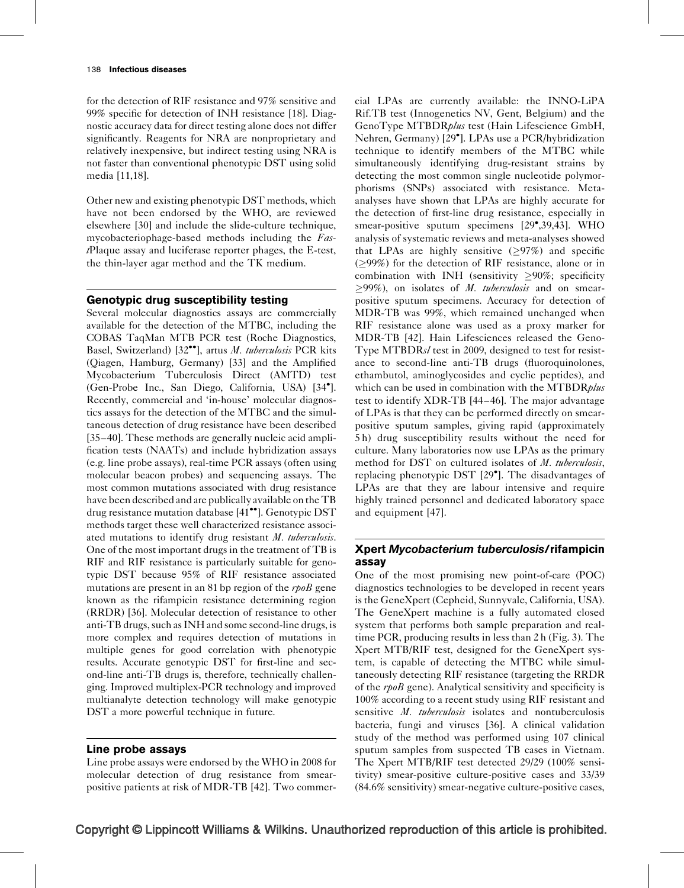for the detection of RIF resistance and 97% sensitive and 99% specific for detection of INH resistance [18]. Diagnostic accuracy data for direct testing alone does not differ significantly. Reagents for NRA are nonproprietary and relatively inexpensive, but indirect testing using NRA is not faster than conventional phenotypic DST using solid media [11,18].

Other new and existing phenotypic DST methods, which have not been endorsed by the WHO, are reviewed elsewhere [30] and include the slide-culture technique, mycobacteriophage-based methods including the *FastPlaque* assay and luciferase reporter phages, the E-test, the thin-layer agar method and the TK medium.

## Genotypic drug susceptibility testing

Several molecular diagnostics assays are commercially available for the detection of the MTBC, including the COBAS TaqMan MTB PCR test (Roche Diagnostics, Basel, Switzerland) [32••], artus *M. tuberculosis* PCR kits (Qiagen, Hamburg, Germany) [33] and the Amplified Mycobacterium Tuberculosis Direct (AMTD) test (Gen-Probe Inc., San Diego, California, USA) [34•]. Recently, commercial and 'in-house' molecular diagnostics assays for the detection of the MTBC and the simultaneous detection of drug resistance have been described [35–40]. These methods are generally nucleic acid amplification tests (NAATs) and include hybridization assays (e.g. line probe assays), real-time PCR assays (often using molecular beacon probes) and sequencing assays. The most common mutations associated with drug resistance have been described and are publically available on the TB drug resistance mutation database [41••]. Genotypic DST methods target these well characterized resistance associated mutations to identify drug resistant *M. tuberculosis*. One of the most important drugs in the treatment of TB is RIF and RIF resistance is particularly suitable for genotypic DST because 95% of RIF resistance associated mutations are present in an 81 bp region of the *rpoB* gene known as the rifampicin resistance determining region (RRDR) [36]. Molecular detection of resistance to other anti-TB drugs, such as INH and some second-line drugs, is more complex and requires detection of mutations in multiple genes for good correlation with phenotypic results. Accurate genotypic DST for first-line and second-line anti-TB drugs is, therefore, technically challenging. Improved multiplex-PCR technology and improved multianalyte detection technology will make genotypic DST a more powerful technique in future.

## Line probe assays

Line probe assays were endorsed by the WHO in 2008 for molecular detection of drug resistance from smear-positive patients at risk of MDR-TB [42]. Two commercial LPAs are currently available: the INNO-LiPA Rif.TB test (Innogenetics NV, Gent, Belgium) and the GenoType MTBDR*plus* test (Hain Lifescience GmbH, Nehren, Germany) [29•]. LPAs use a PCR/hybridization technique to identify members of the MTBC while simultaneously identifying drug-resistant strains by detecting the most common single nucleotide polymorphisms (SNPs) associated with resistance. Meta-analyses have shown that LPAs are highly accurate for the detection of first-line drug resistance, especially in smear-positive sputum specimens [29•,39,43]. WHO analysis of systematic reviews and meta-analyses showed that LPAs are highly sensitive ($\geq$97%) and specific ($\geq$99%) for the detection of RIF resistance, alone or in combination with INH (sensitivity $\geq$90%; specificity $\geq$99%), on isolates of *M. tuberculosis* and on smear-positive sputum specimens. Accuracy for detection of MDR-TB was 99%, which remained unchanged when RIF resistance alone was used as a proxy marker for MDR-TB [42]. Hain Lifesciences released the GenoType MTBDR*sl* test in 2009, designed to test for resistance to second-line anti-TB drugs (fluoroquinolones, ethambutol, aminoglycosides and cyclic peptides), and which can be used in combination with the MTBDR*plus* test to identify XDR-TB [44–46]. The major advantage of LPAs is that they can be performed directly on smear-positive sputum samples, giving rapid (approximately 5 h) drug susceptibility results without the need for culture. Many laboratories now use LPAs as the primary method for DST on cultured isolates of *M. tuberculosis*, replacing phenotypic DST [29•]. The disadvantages of LPAs are that they are labour intensive and require highly trained personnel and dedicated laboratory space and equipment [47].

## Xpert *Mycobacterium tuberculosis*/rifampicin assay

One of the most promising new point-of-care (POC) diagnostics technologies to be developed in recent years is the GeneXpert (Cepheid, Sunnyvale, California, USA). The GeneXpert machine is a fully automated closed system that performs both sample preparation and real-time PCR, producing results in less than 2 h (Fig. 3). The Xpert MTB/RIF test, designed for the GeneXpert system, is capable of detecting the MTBC while simultaneously detecting RIF resistance (targeting the RRDR of the *rpoB* gene). Analytical sensitivity and specificity is 100% according to a recent study using RIF resistant and sensitive *M. tuberculosis* isolates and nontuberculosis bacteria, fungi and viruses [36]. A clinical validation study of the method was performed using 107 clinical sputum samples from suspected TB cases in Vietnam. The Xpert MTB/RIF test detected 29/29 (100% sensitivity) smear-positive culture-positive cases and 33/39 (84.6% sensitivity) smear-negative culture-positive cases,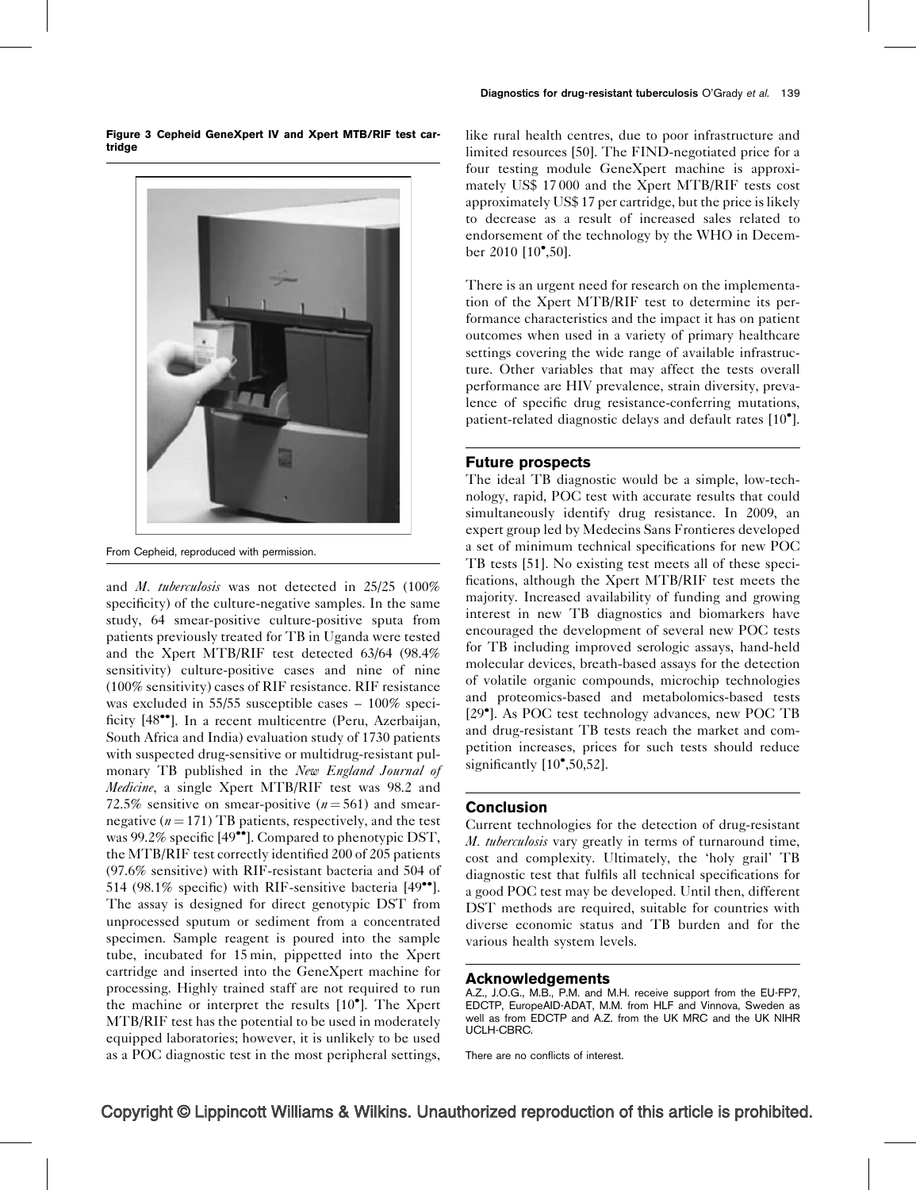**Figure 3 Cepheid GeneXpert IV and Xpert MTB/RIF test cartridge**

From Cepheid, reproduced with permission.

and *M. tuberculosis* was not detected in 25/25 (100% specificity) of the culture-negative samples. In the same study, 64 smear-positive culture-positive sputa from patients previously treated for TB in Uganda were tested and the Xpert MTB/RIF test detected 63/64 (98.4% sensitivity) culture-positive cases and nine of nine (100% sensitivity) cases of RIF resistance. RIF resistance was excluded in 55/55 susceptible cases – 100% specificity [48••]. In a recent multicentre (Peru, Azerbaijan, South Africa and India) evaluation study of 1730 patients with suspected drug-sensitive or multidrug-resistant pulmonary TB published in the *New England Journal of Medicine*, a single Xpert MTB/RIF test was 98.2 and 72.5% sensitive on smear-positive ($n = 561$) and smear-negative ($n = 171$) TB patients, respectively, and the test was 99.2% specific [49••]. Compared to phenotypic DST, the MTB/RIF test correctly identified 200 of 205 patients (97.6% sensitive) with RIF-resistant bacteria and 504 of 514 (98.1% specific) with RIF-sensitive bacteria [49••]. The assay is designed for direct genotypic DST from unprocessed sputum or sediment from a concentrated specimen. Sample reagent is poured into the sample tube, incubated for 15 min, pippetted into the Xpert cartridge and inserted into the GeneXpert machine for processing. Highly trained staff are not required to run the machine or interpret the results [10•]. The Xpert MTB/RIF test has the potential to be used in moderately equipped laboratories; however, it is unlikely to be used as a POC diagnostic test in the most peripheral settings, like rural health centres, due to poor infrastructure and limited resources [50]. The FIND-negotiated price for a four testing module GeneXpert machine is approximately US$ 17 000 and the Xpert MTB/RIF tests cost approximately US$ 17 per cartridge, but the price is likely to decrease as a result of increased sales related to endorsement of the technology by the WHO in December 2010 [10•,50].

There is an urgent need for research on the implementation of the Xpert MTB/RIF test to determine its performance characteristics and the impact it has on patient outcomes when used in a variety of primary healthcare settings covering the wide range of available infrastructure. Other variables that may affect the tests overall performance are HIV prevalence, strain diversity, prevalence of specific drug resistance-conferring mutations, patient-related diagnostic delays and default rates [10•].

## Future prospects

The ideal TB diagnostic would be a simple, low-technology, rapid, POC test with accurate results that could simultaneously identify drug resistance. In 2009, an expert group led by Medecins Sans Frontieres developed a set of minimum technical specifications for new POC TB tests [51]. No existing test meets all of these specifications, although the Xpert MTB/RIF test meets the majority. Increased availability of funding and growing interest in new TB diagnostics and biomarkers have encouraged the development of several new POC tests for TB including improved serologic assays, hand-held molecular devices, breath-based assays for the detection of volatile organic compounds, microchip technologies and proteomics-based and metabolomics-based tests [29•]. As POC test technology advances, new POC TB and drug-resistant TB tests reach the market and competition increases, prices for such tests should reduce significantly [10•,50,52].

## Conclusion

Current technologies for the detection of drug-resistant *M. tuberculosis* vary greatly in terms of turnaround time, cost and complexity. Ultimately, the 'holy grail' TB diagnostic test that fulfils all technical specifications for a good POC test may be developed. Until then, different DST methods are required, suitable for countries with diverse economic status and TB burden and for the various health system levels.

## Acknowledgements

A.Z., J.O.G., M.B., P.M. and M.H. receive support from the EU-FP7, EDCTP, EuropeAID-ADAT, M.M. from HLF and Vinnova, Sweden as well as from EDCTP and A.Z. from the UK MRC and the UK NIHR UCLH-CBRC.

There are no conflicts of interest.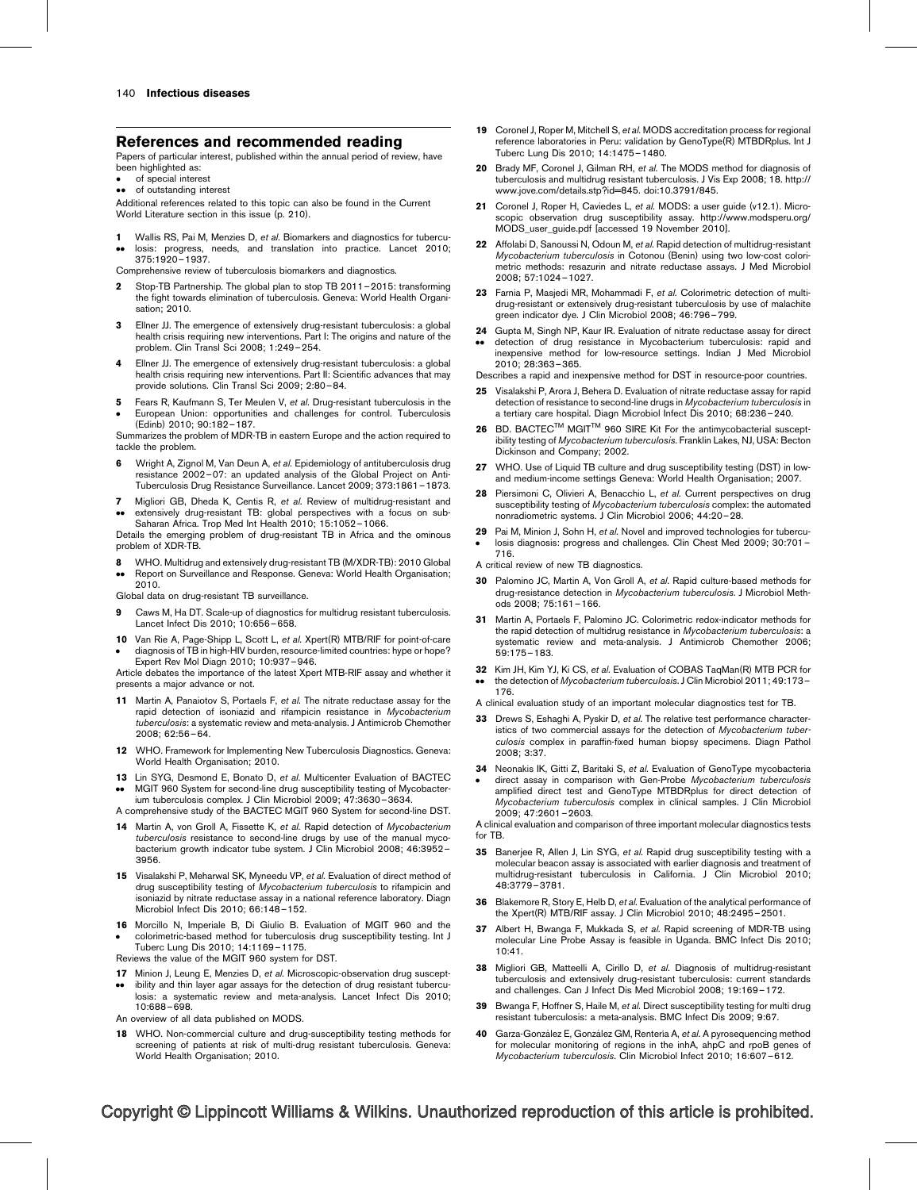## References and recommended reading

Papers of particular interest, published within the annual period of review, have been highlighted as:

- • of special interest
- •• of outstanding interest

Additional references related to this topic can also be found in the Current World Literature section in this issue (p. 210).

1 •• Wallis RS, Pai M, Menzies D, *et al.* Biomarkers and diagnostics for tuberculosis: progress, needs, and translation into practice. Lancet 2010; 375:1920–1937.
Comprehensive review of tuberculosis biomarkers and diagnostics.

2 Stop-TB Partnership. The global plan to stop TB 2011–2015: transforming the fight towards elimination of tuberculosis. Geneva: World Health Organisation; 2010.

3 Ellner JJ. The emergence of extensively drug-resistant tuberculosis: a global health crisis requiring new interventions. Part I: The origins and nature of the problem. Clin Transl Sci 2008; 1:249–254.

4 Ellner JJ. The emergence of extensively drug-resistant tuberculosis: a global health crisis requiring new interventions. Part II: Scientific advances that may provide solutions. Clin Transl Sci 2009; 2:80–84.

5 • Fears R, Kaufmann S, Ter Meulen V, *et al.* Drug-resistant tuberculosis in the European Union: opportunities and challenges for control. Tuberculosis (Edinb) 2010; 90:182–187.
Summarizes the problem of MDR-TB in eastern Europe and the action required to tackle the problem.

6 Wright A, Zignol M, Van Deun A, *et al.* Epidemiology of antituberculosis drug resistance 2002–07: an updated analysis of the Global Project on Anti-Tuberculosis Drug Resistance Surveillance. Lancet 2009; 373:1861–1873.

7 •• Migliori GB, Dheda K, Centis R, *et al.* Review of multidrug-resistant and extensively drug-resistant TB: global perspectives with a focus on sub-Saharan Africa. Trop Med Int Health 2010; 15:1052–1066.
Details the emerging problem of drug-resistant TB in Africa and the ominous problem of XDR-TB.

8 •• WHO. Multidrug and extensively drug-resistant TB (M/XDR-TB): 2010 Global Report on Surveillance and Response. Geneva: World Health Organisation; 2010.
Global data on drug-resistant TB surveillance.

9 Caws M, Ha DT. Scale-up of diagnostics for multidrug resistant tuberculosis. Lancet Infect Dis 2010; 10:656–658.

10 • Van Rie A, Page-Shipp L, Scott L, *et al.* Xpert(R) MTB/RIF for point-of-care diagnosis of TB in high-HIV burden, resource-limited countries: hype or hope? Expert Rev Mol Diagn 2010; 10:937–946.
Article debates the importance of the latest Xpert MTB-RIF assay and whether it presents a major advance or not.

11 Martin A, Panaiotov S, Portaels F, *et al.* The nitrate reductase assay for the rapid detection of isoniazid and rifampicin resistance in *Mycobacterium tuberculosis*: a systematic review and meta-analysis. J Antimicrob Chemother 2008; 62:56–64.

12 WHO. Framework for Implementing New Tuberculosis Diagnostics. Geneva: World Health Organisation; 2010.

13 •• Lin SYG, Desmond E, Bonato D, *et al.* Multicenter Evaluation of BACTEC MGIT 960 System for second-line drug susceptibility testing of Mycobacterium tuberculosis complex. J Clin Microbiol 2009; 47:3630–3634.
A comprehensive study of the BACTEC MGIT 960 System for second-line DST.

14 Martin A, von Groll A, Fissette K, *et al.* Rapid detection of *Mycobacterium tuberculosis* resistance to second-line drugs by use of the manual mycobacterium growth indicator tube system. J Clin Microbiol 2008; 46:3952–3956.

15 Visalakshi P, Meharwal SK, Myneedu VP, *et al.* Evaluation of direct method of drug susceptibility testing of *Mycobacterium tuberculosis* to rifampicin and isoniazid by nitrate reductase assay in a national reference laboratory. Diagn Microbiol Infect Dis 2010; 66:148–152.

16 • Morcillo N, Imperiale B, Di Giulio B. Evaluation of MGIT 960 and the colorimetric-based method for tuberculosis drug susceptibility testing. Int J Tuberc Lung Dis 2010; 14:1169–1175.
Reviews the value of the MGIT 960 system for DST.

17 •• Minion J, Leung E, Menzies D, *et al.* Microscopic-observation drug susceptibility and thin layer agar assays for the detection of drug resistant tuberculosis: a systematic review and meta-analysis. Lancet Infect Dis 2010; 10:688–698.
An overview of all data published on MODS.

18 WHO. Non-commercial culture and drug-susceptibility testing methods for screening of patients at risk of multi-drug resistant tuberculosis. Geneva: World Health Organisation; 2010.

19 Coronel J, Roper M, Mitchell S, *et al.* MODS accreditation process for regional reference laboratories in Peru: validation by GenoType(R) MTBDRplus. Int J Tuberc Lung Dis 2010; 14:1475–1480.

20 Brady MF, Coronel J, Gilman RH, *et al.* The MODS method for diagnosis of tuberculosis and multidrug resistant tuberculosis. J Vis Exp 2008; 18. http://www.jove.com/details.stp?id=845. doi:10.3791/845.

21 Coronel J, Roper H, Caviedes L, *et al.* MODS: a user guide (v12.1). Microscopic observation drug susceptibility assay. http://www.modsperu.org/MODS_user_guide.pdf [accessed 19 November 2010].

22 Affolabi D, Sanoussi N, Odoun M, *et al.* Rapid detection of multidrug-resistant *Mycobacterium tuberculosis* in Cotonou (Benin) using two low-cost colorimetric methods: resazurin and nitrate reductase assays. J Med Microbiol 2008; 57:1024–1027.

23 Farnia P, Masjedi MR, Mohammadi F, *et al.* Colorimetric detection of multidrug-resistant or extensively drug-resistant tuberculosis by use of malachite green indicator dye. J Clin Microbiol 2008; 46:796–799.

24 •• Gupta M, Singh NP, Kaur IR. Evaluation of nitrate reductase assay for direct detection of drug resistance in Mycobacterium tuberculosis: rapid and inexpensive method for low-resource settings. Indian J Med Microbiol 2010; 28:363–365.
Describes a rapid and inexpensive method for DST in resource-poor countries.

25 Visalakshi P, Arora J, Behera D. Evaluation of nitrate reductase assay for rapid detection of resistance to second-line drugs in *Mycobacterium tuberculosis* in a tertiary care hospital. Diagn Microbiol Infect Dis 2010; 68:236–240.

26 BD. BACTEC™ MGIT™ 960 SIRE Kit For the antimycobacterial susceptibility testing of *Mycobacterium tuberculosis*. Franklin Lakes, NJ, USA: Becton Dickinson and Company; 2002.

27 WHO. Use of Liquid TB culture and drug susceptibility testing (DST) in low- and medium-income settings Geneva: World Health Organisation; 2007.

28 Piersimoni C, Olivieri A, Benacchio L, *et al.* Current perspectives on drug susceptibility testing of *Mycobacterium tuberculosis* complex: the automated nonradiometric systems. J Clin Microbiol 2006; 44:20–28.

29 • Pai M, Minion J, Sohn H, *et al.* Novel and improved technologies for tuberculosis diagnosis: progress and challenges. Clin Chest Med 2009; 30:701–716.
A critical review of new TB diagnostics.

30 Palomino JC, Martin A, Von Groll A, *et al.* Rapid culture-based methods for drug-resistance detection in *Mycobacterium tuberculosis*. J Microbiol Methods 2008; 75:161–166.

31 Martin A, Portaels F, Palomino JC. Colorimetric redox-indicator methods for the rapid detection of multidrug resistance in *Mycobacterium tuberculosis*: a systematic review and meta-analysis. J Antimicrob Chemother 2006; 59:175–183.

32 •• Kim JH, Kim YJ, Ki CS, *et al.* Evaluation of COBAS TaqMan(R) MTB PCR for the detection of *Mycobacterium tuberculosis*. J Clin Microbiol 2011; 49:173–176.
A clinical evaluation study of an important molecular diagnostics test for TB.

33 Drews S, Eshaghi A, Pyskir D, *et al.* The relative test performance characteristics of two commercial assays for the detection of *Mycobacterium tuberculosis* complex in paraffin-fixed human biopsy specimens. Diagn Pathol 2008; 3:37.

34 • Neonakis IK, Gitti Z, Baritaki S, *et al.* Evaluation of GenoType mycobacteria direct assay in comparison with Gen-Probe *Mycobacterium tuberculosis* amplified direct test and GenoType MTBDRplus for direct detection of *Mycobacterium tuberculosis* complex in clinical samples. J Clin Microbiol 2009; 47:2601–2603.
A clinical evaluation and comparison of three important molecular diagnostics tests for TB.

35 Banerjee R, Allen J, Lin SYG, *et al.* Rapid drug susceptibility testing with a molecular beacon assay is associated with earlier diagnosis and treatment of multidrug-resistant tuberculosis in California. J Clin Microbiol 2010; 48:3779–3781.

36 Blakemore R, Story E, Helb D, *et al.* Evaluation of the analytical performance of the Xpert(R) MTB/RIF assay. J Clin Microbiol 2010; 48:2495–2501.

37 Albert H, Bwanga F, Mukkada S, *et al.* Rapid screening of MDR-TB using molecular Line Probe Assay is feasible in Uganda. BMC Infect Dis 2010; 10:41.

38 Migliori GB, Matteelli A, Cirillo D, *et al.* Diagnosis of multidrug-resistant tuberculosis and extensively drug-resistant tuberculosis: current standards and challenges. Can J Infect Dis Med Microbiol 2008; 19:169–172.

39 Bwanga F, Hoffner S, Haile M, *et al.* Direct susceptibility testing for multi drug resistant tuberculosis: a meta-analysis. BMC Infect Dis 2009; 9:67.

40 Garza-González E, González GM, Renteria A, *et al.* A pyrosequencing method for molecular monitoring of regions in the inhA, ahpC and rpoB genes of *Mycobacterium tuberculosis*. Clin Microbiol Infect 2010; 16:607–612.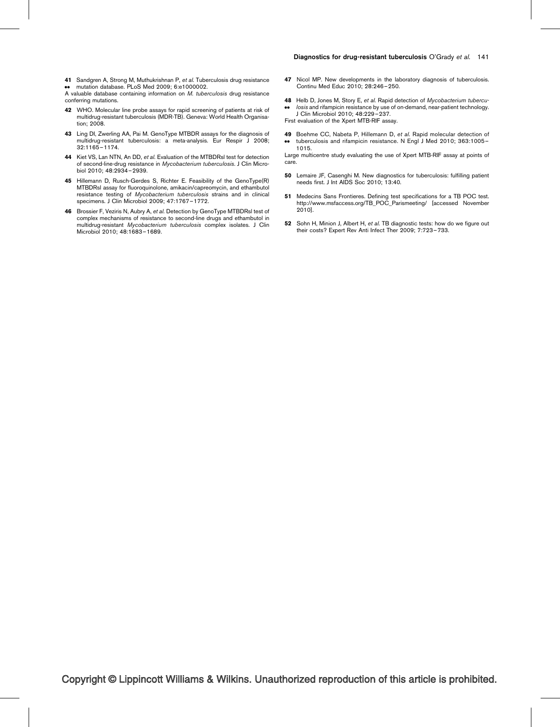41 Sandgren A, Strong M, Muthukrishnan P, *et al.* Tuberculosis drug resistance •• mutation database. PLoS Med 2009; 6:e1000002.
A valuable database containing information on *M. tuberculosis* drug resistance conferring mutations.

42 WHO. Molecular line probe assays for rapid screening of patients at risk of multidrug-resistant tuberculosis (MDR-TB). Geneva: World Health Organisation; 2008.

43 Ling DI, Zwerling AA, Pai M. GenoType MTBDR assays for the diagnosis of multidrug-resistant tuberculosis: a meta-analysis. Eur Respir J 2008; 32:1165–1174.

44 Kiet VS, Lan NTN, An DD, *et al.* Evaluation of the MTBDRsl test for detection of second-line-drug resistance in *Mycobacterium tuberculosis*. J Clin Microbiol 2010; 48:2934–2939.

45 Hillemann D, Rusch-Gerdes S, Richter E. Feasibility of the GenoType(R) MTBDRsl assay for fluoroquinolone, amikacin/capreomycin, and ethambutol resistance testing of *Mycobacterium tuberculosis* strains and in clinical specimens. J Clin Microbiol 2009; 47:1767–1772.

46 Brossier F, Veziris N, Aubry A, *et al.* Detection by GenoType MTBDRsl test of complex mechanisms of resistance to second-line drugs and ethambutol in multidrug-resistant *Mycobacterium tuberculosis* complex isolates. J Clin Microbiol 2010; 48:1683–1689.

47 Nicol MP. New developments in the laboratory diagnosis of tuberculosis. Continu Med Educ 2010; 28:246–250.

48 Helb D, Jones M, Story E, *et al.* Rapid detection of *Mycobacterium tuberculosis* •• and rifampicin resistance by use of on-demand, near-patient technology. J Clin Microbiol 2010; 48:229–237.
First evaluation of the Xpert MTB-RIF assay.

49 Boehme CC, Nabeta P, Hillemann D, *et al.* Rapid molecular detection of •• tuberculosis and rifampicin resistance. N Engl J Med 2010; 363:1005–1015.
Large multicentre study evaluating the use of Xpert MTB-RIF assay at points of care.

50 Lemaire JF, Casenghi M. New diagnostics for tuberculosis: fulfilling patient needs first. J Int AIDS Soc 2010; 13:40.

51 Medecins Sans Frontieres. Defining test specifications for a TB POC test. http://www.msfaccess.org/TB_POC_Parismeeting/ [accessed November 2010].

52 Sohn H, Minion J, Albert H, *et al.* TB diagnostic tests: how do we figure out their costs? Expert Rev Anti Infect Ther 2009; 7:723–733.